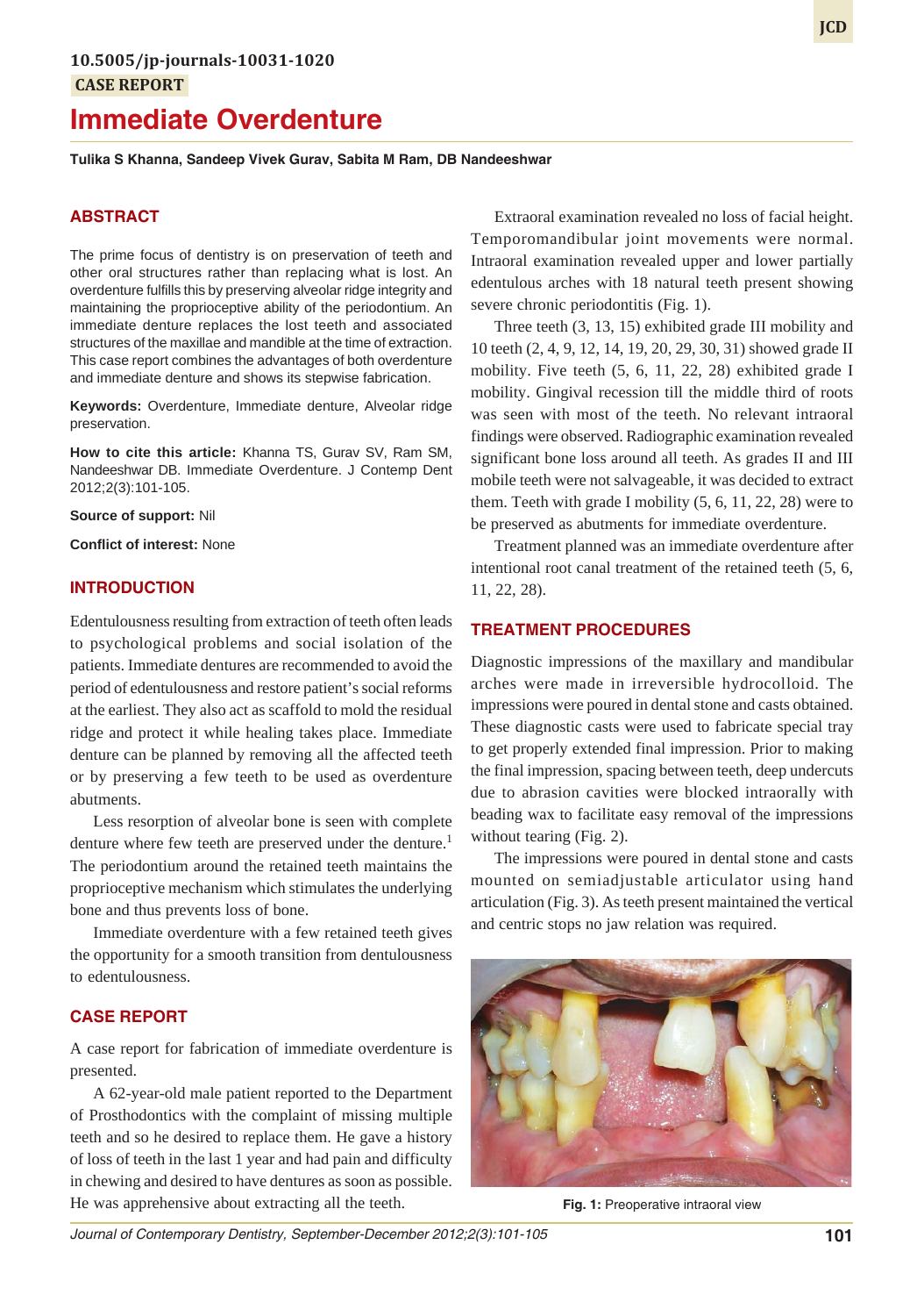10.5005/jp-journals-10031-1020

CASE REPORT

# Immediate Overdenture

**Tulika S Khanna, Sandeep Vivek Gurav, Sabita M Ram, DB Nandeeshwar**

## ABSTRACT

The prime focus of dentistry is on preservation of teeth and other oral structures rather than replacing what is lost. An overdenture fulfills this by preserving alveolar ridge integrity and maintaining the proprioceptive ability of the periodontium. An immediate denture replaces the lost teeth and associated structures of the maxillae and mandible at the time of extraction. This case report combines the advantages of both overdenture and immediate denture and shows its stepwise fabrication.

**Keywords:** Overdenture, Immediate denture, Alveolar ridge preservation.

**How to cite this article:** Khanna TS, Gurav SV, Ram SM, Nandeeshwar DB. Immediate Overdenture. J Contemp Dent 2012;2(3):101-105.

**Source of support:** Nil

**Conflict of interest:** None

## INTRODUCTION

Edentulousness resulting from extraction of teeth often leads to psychological problems and social isolation of the patients. Immediate dentures are recommended to avoid the period of edentulousness and restore patient's social reforms at the earliest. They also act as scaffold to mold the residual ridge and protect it while healing takes place. Immediate denture can be planned by removing all the affected teeth or by preserving a few teeth to be used as overdenture abutments.

Less resorption of alveolar bone is seen with complete denture where few teeth are preserved under the denture.[1] The periodontium around the retained teeth maintains the proprioceptive mechanism which stimulates the underlying bone and thus prevents loss of bone.

Immediate overdenture with a few retained teeth gives the opportunity for a smooth transition from dentulousness to edentulousness.

## CASE REPORT

A case report for fabrication of immediate overdenture is presented.

A 62-year-old male patient reported to the Department of Prosthodontics with the complaint of missing multiple teeth and so he desired to replace them. He gave a history of loss of teeth in the last 1 year and had pain and difficulty in chewing and desired to have dentures as soon as possible. He was apprehensive about extracting all the teeth.

Extraoral examination revealed no loss of facial height. Temporomandibular joint movements were normal. Intraoral examination revealed upper and lower partially edentulous arches with 18 natural teeth present showing severe chronic periodontitis (Fig. 1).

Three teeth (3, 13, 15) exhibited grade III mobility and 10 teeth (2, 4, 9, 12, 14, 19, 20, 29, 30, 31) showed grade II mobility. Five teeth (5, 6, 11, 22, 28) exhibited grade I mobility. Gingival recession till the middle third of roots was seen with most of the teeth. No relevant intraoral findings were observed. Radiographic examination revealed significant bone loss around all teeth. As grades II and III mobile teeth were not salvageable, it was decided to extract them. Teeth with grade I mobility (5, 6, 11, 22, 28) were to be preserved as abutments for immediate overdenture.

Treatment planned was an immediate overdenture after intentional root canal treatment of the retained teeth (5, 6, 11, 22, 28).

## TREATMENT PROCEDURES

Diagnostic impressions of the maxillary and mandibular arches were made in irreversible hydrocolloid. The impressions were poured in dental stone and casts obtained. These diagnostic casts were used to fabricate special tray to get properly extended final impression. Prior to making the final impression, spacing between teeth, deep undercuts due to abrasion cavities were blocked intraorally with beading wax to facilitate easy removal of the impressions without tearing (Fig. 2).

The impressions were poured in dental stone and casts mounted on semiadjustable articulator using hand articulation (Fig. 3). As teeth present maintained the vertical and centric stops no jaw relation was required.

**Fig. 1:** Preoperative intraoral view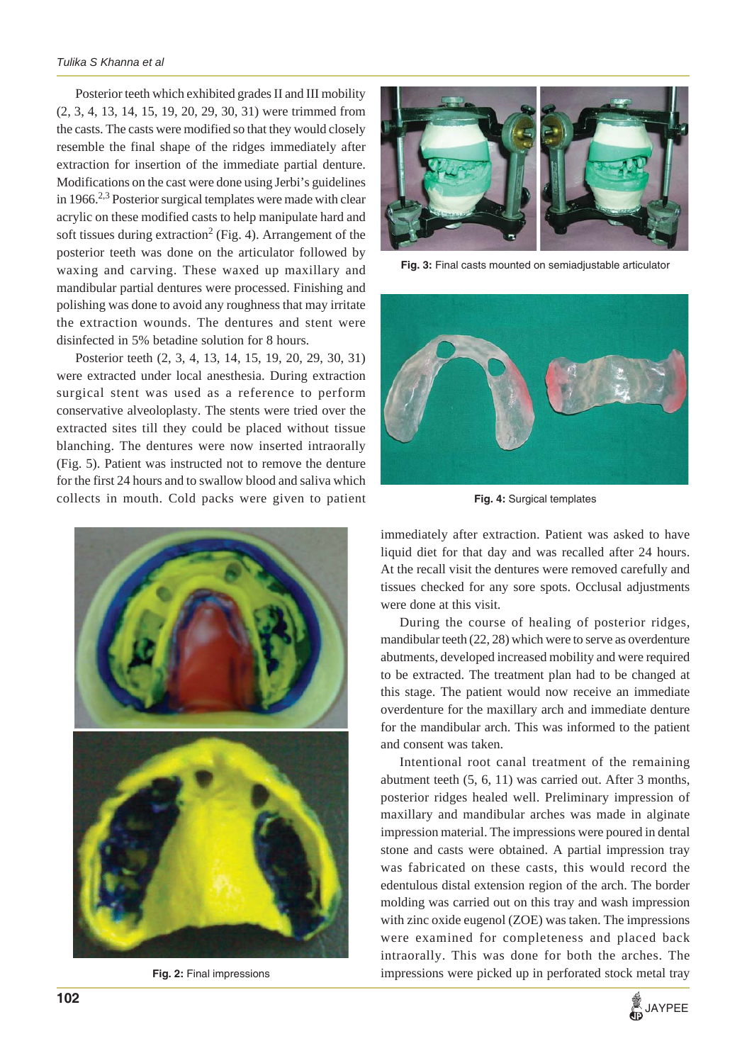Posterior teeth which exhibited grades II and III mobility (2, 3, 4, 13, 14, 15, 19, 20, 29, 30, 31) were trimmed from the casts. The casts were modified so that they would closely resemble the final shape of the ridges immediately after extraction for insertion of the immediate partial denture. Modifications on the cast were done using Jerbi's guidelines in 1966.[2,3] Posterior surgical templates were made with clear acrylic on these modified casts to help manipulate hard and soft tissues during extraction[2] (Fig. 4). Arrangement of the posterior teeth was done on the articulator followed by waxing and carving. These waxed up maxillary and mandibular partial dentures were processed. Finishing and polishing was done to avoid any roughness that may irritate the extraction wounds. The dentures and stent were disinfected in 5% betadine solution for 8 hours.

Posterior teeth (2, 3, 4, 13, 14, 15, 19, 20, 29, 30, 31) were extracted under local anesthesia. During extraction surgical stent was used as a reference to perform conservative alveoloplasty. The stents were tried over the extracted sites till they could be placed without tissue blanching. The dentures were now inserted intraorally (Fig. 5). Patient was instructed not to remove the denture for the first 24 hours and to swallow blood and saliva which collects in mouth. Cold packs were given to patient immediately after extraction. Patient was asked to have liquid diet for that day and was recalled after 24 hours. At the recall visit the dentures were removed carefully and tissues checked for any sore spots. Occlusal adjustments were done at this visit.

During the course of healing of posterior ridges, mandibular teeth (22, 28) which were to serve as overdenture abutments, developed increased mobility and were required to be extracted. The treatment plan had to be changed at this stage. The patient would now receive an immediate overdenture for the maxillary arch and immediate denture for the mandibular arch. This was informed to the patient and consent was taken.

Intentional root canal treatment of the remaining abutment teeth (5, 6, 11) was carried out. After 3 months, posterior ridges healed well. Preliminary impression of maxillary and mandibular arches was made in alginate impression material. The impressions were poured in dental stone and casts were obtained. A partial impression tray was fabricated on these casts, this would record the edentulous distal extension region of the arch. The border molding was carried out on this tray and wash impression with zinc oxide eugenol (ZOE) was taken. The impressions were examined for completeness and placed back intraorally. This was done for both the arches. The impressions were picked up in perforated stock metal tray

**Fig. 3:** Final casts mounted on semiadjustable articulator

**Fig. 4:** Surgical templates

**Fig. 2:** Final impressions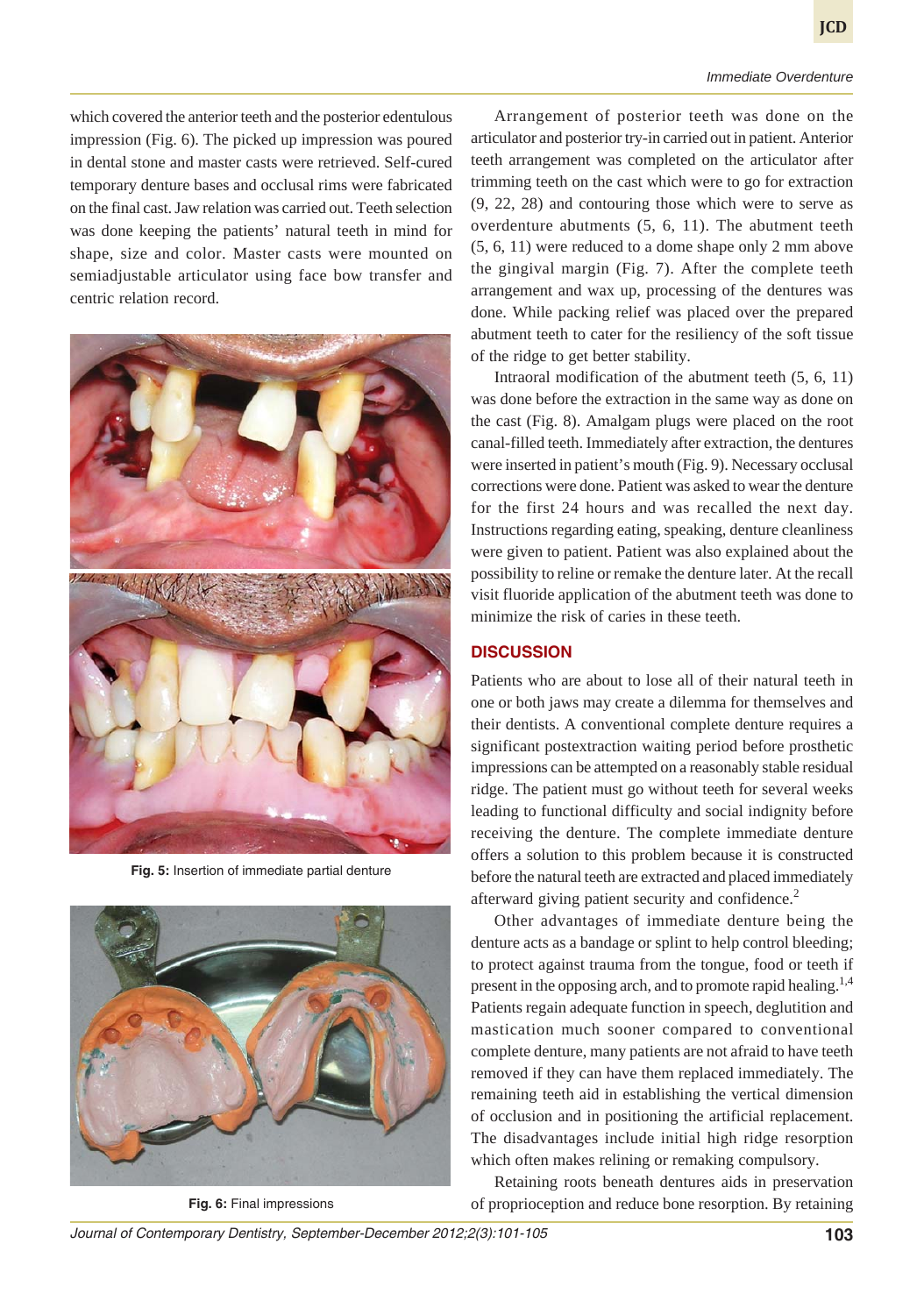which covered the anterior teeth and the posterior edentulous impression (Fig. 6). The picked up impression was poured in dental stone and master casts were retrieved. Self-cured temporary denture bases and occlusal rims were fabricated on the final cast. Jaw relation was carried out. Teeth selection was done keeping the patients' natural teeth in mind for shape, size and color. Master casts were mounted on semiadjustable articulator using face bow transfer and centric relation record.

**Fig. 5:** Insertion of immediate partial denture

**Fig. 6:** Final impressions

Arrangement of posterior teeth was done on the articulator and posterior try-in carried out in patient. Anterior teeth arrangement was completed on the articulator after trimming teeth on the cast which were to go for extraction (9, 22, 28) and contouring those which were to serve as overdenture abutments (5, 6, 11). The abutment teeth (5, 6, 11) were reduced to a dome shape only 2 mm above the gingival margin (Fig. 7). After the complete teeth arrangement and wax up, processing of the dentures was done. While packing relief was placed over the prepared abutment teeth to cater for the resiliency of the soft tissue of the ridge to get better stability.

Intraoral modification of the abutment teeth (5, 6, 11) was done before the extraction in the same way as done on the cast (Fig. 8). Amalgam plugs were placed on the root canal-filled teeth. Immediately after extraction, the dentures were inserted in patient's mouth (Fig. 9). Necessary occlusal corrections were done. Patient was asked to wear the denture for the first 24 hours and was recalled the next day. Instructions regarding eating, speaking, denture cleanliness were given to patient. Patient was also explained about the possibility to reline or remake the denture later. At the recall visit fluoride application of the abutment teeth was done to minimize the risk of caries in these teeth.

## DISCUSSION

Patients who are about to lose all of their natural teeth in one or both jaws may create a dilemma for themselves and their dentists. A conventional complete denture requires a significant postextraction waiting period before prosthetic impressions can be attempted on a reasonably stable residual ridge. The patient must go without teeth for several weeks leading to functional difficulty and social indignity before receiving the denture. The complete immediate denture offers a solution to this problem because it is constructed before the natural teeth are extracted and placed immediately afterward giving patient security and confidence.[2]

Other advantages of immediate denture being the denture acts as a bandage or splint to help control bleeding; to protect against trauma from the tongue, food or teeth if present in the opposing arch, and to promote rapid healing.[1,4] Patients regain adequate function in speech, deglutition and mastication much sooner compared to conventional complete denture, many patients are not afraid to have teeth removed if they can have them replaced immediately. The remaining teeth aid in establishing the vertical dimension of occlusion and in positioning the artificial replacement. The disadvantages include initial high ridge resorption which often makes relining or remaking compulsory.

Retaining roots beneath dentures aids in preservation of proprioception and reduce bone resorption. By retaining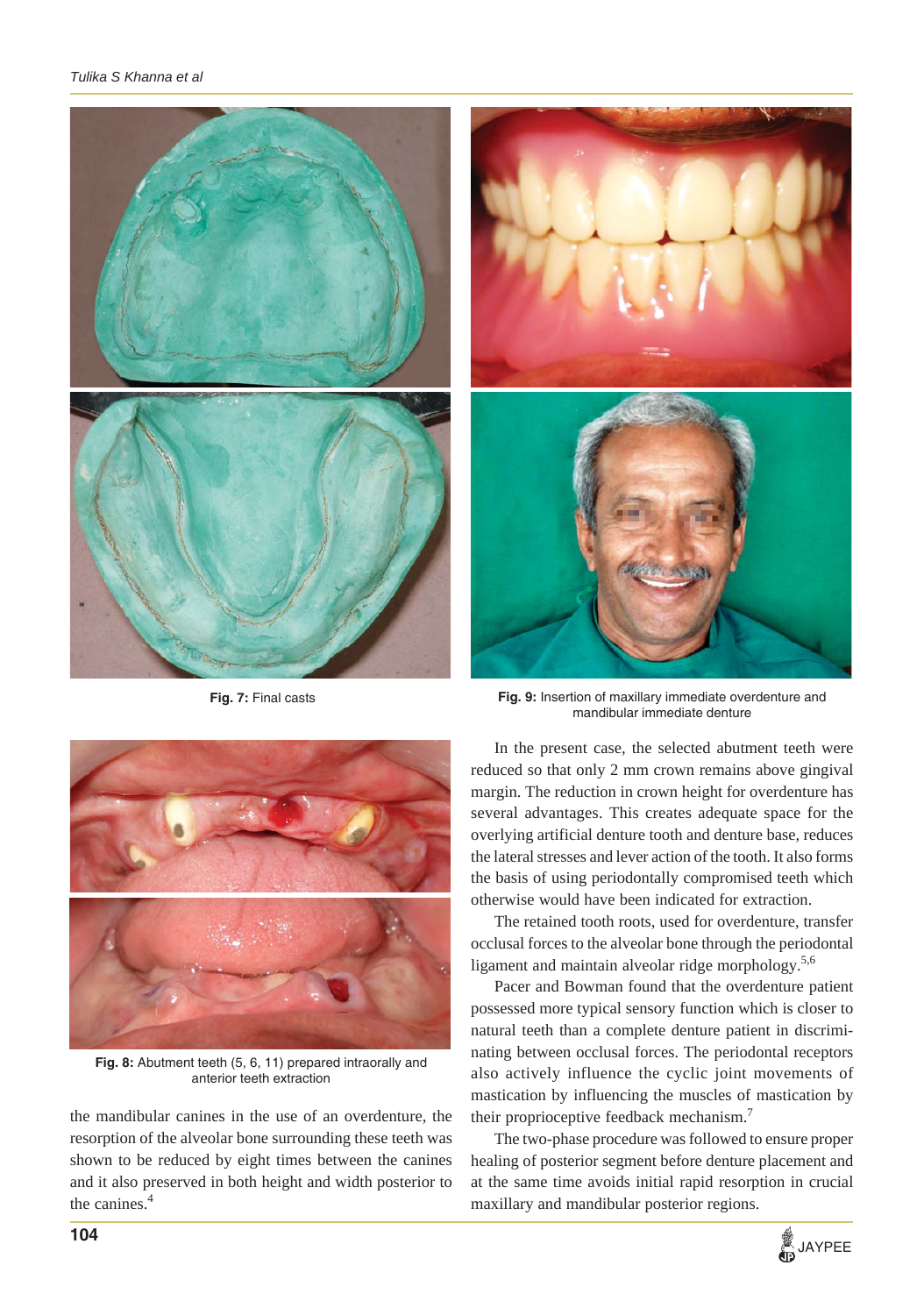Fig. 7: Final casts

Fig. 9: Insertion of maxillary immediate overdenture and mandibular immediate denture

Fig. 8: Abutment teeth (5, 6, 11) prepared intraorally and anterior teeth extraction

the mandibular canines in the use of an overdenture, the resorption of the alveolar bone surrounding these teeth was shown to be reduced by eight times between the canines and it also preserved in both height and width posterior to the canines.[4]

In the present case, the selected abutment teeth were reduced so that only 2 mm crown remains above gingival margin. The reduction in crown height for overdenture has several advantages. This creates adequate space for the overlying artificial denture tooth and denture base, reduces the lateral stresses and lever action of the tooth. It also forms the basis of using periodontally compromised teeth which otherwise would have been indicated for extraction.

The retained tooth roots, used for overdenture, transfer occlusal forces to the alveolar bone through the periodontal ligament and maintain alveolar ridge morphology.[5,6]

Pacer and Bowman found that the overdenture patient possessed more typical sensory function which is closer to natural teeth than a complete denture patient in discriminating between occlusal forces. The periodontal receptors also actively influence the cyclic joint movements of mastication by influencing the muscles of mastication by their proprioceptive feedback mechanism.[7]

The two-phase procedure was followed to ensure proper healing of posterior segment before denture placement and at the same time avoids initial rapid resorption in crucial maxillary and mandibular posterior regions.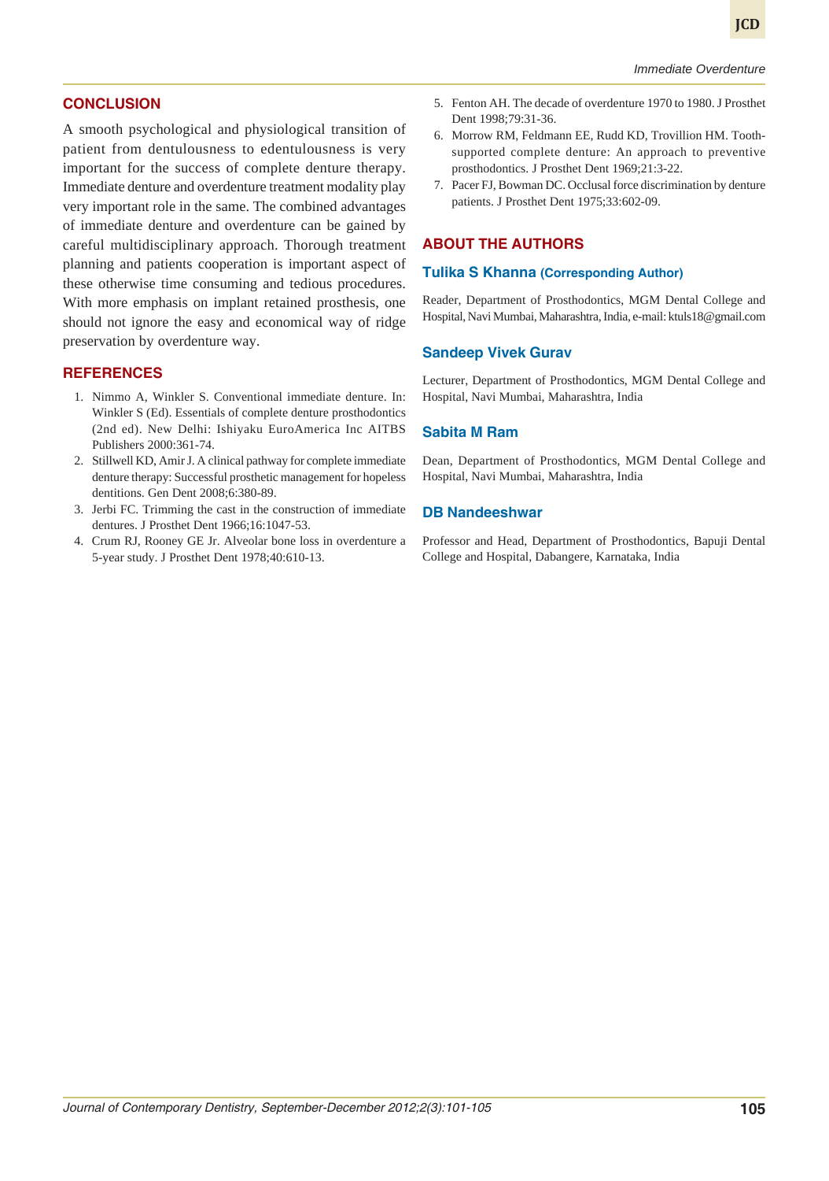## CONCLUSION

A smooth psychological and physiological transition of patient from dentulousness to edentulousness is very important for the success of complete denture therapy. Immediate denture and overdenture treatment modality play very important role in the same. The combined advantages of immediate denture and overdenture can be gained by careful multidisciplinary approach. Thorough treatment planning and patients cooperation is important aspect of these otherwise time consuming and tedious procedures. With more emphasis on implant retained prosthesis, one should not ignore the easy and economical way of ridge preservation by overdenture way.

## REFERENCES

1. Nimmo A, Winkler S. Conventional immediate denture. In: Winkler S (Ed). Essentials of complete denture prosthodontics (2nd ed). New Delhi: Ishiyaku EuroAmerica Inc AITBS Publishers 2000:361-74.
2. Stillwell KD, Amir J. A clinical pathway for complete immediate denture therapy: Successful prosthetic management for hopeless dentitions. Gen Dent 2008;6:380-89.
3. Jerbi FC. Trimming the cast in the construction of immediate dentures. J Prosthet Dent 1966;16:1047-53.
4. Crum RJ, Rooney GE Jr. Alveolar bone loss in overdenture a 5-year study. J Prosthet Dent 1978;40:610-13.
5. Fenton AH. The decade of overdenture 1970 to 1980. J Prosthet Dent 1998;79:31-36.
6. Morrow RM, Feldmann EE, Rudd KD, Trovillion HM. Tooth-supported complete denture: An approach to preventive prosthodontics. J Prosthet Dent 1969;21:3-22.
7. Pacer FJ, Bowman DC. Occlusal force discrimination by denture patients. J Prosthet Dent 1975;33:602-09.

## ABOUT THE AUTHORS

### Tulika S Khanna (Corresponding Author)

Reader, Department of Prosthodontics, MGM Dental College and Hospital, Navi Mumbai, Maharashtra, India, e-mail: ktuls18@gmail.com

### Sandeep Vivek Gurav

Lecturer, Department of Prosthodontics, MGM Dental College and Hospital, Navi Mumbai, Maharashtra, India

### Sabita M Ram

Dean, Department of Prosthodontics, MGM Dental College and Hospital, Navi Mumbai, Maharashtra, India

### DB Nandeeshwar

Professor and Head, Department of Prosthodontics, Bapuji Dental College and Hospital, Dabangere, Karnataka, India